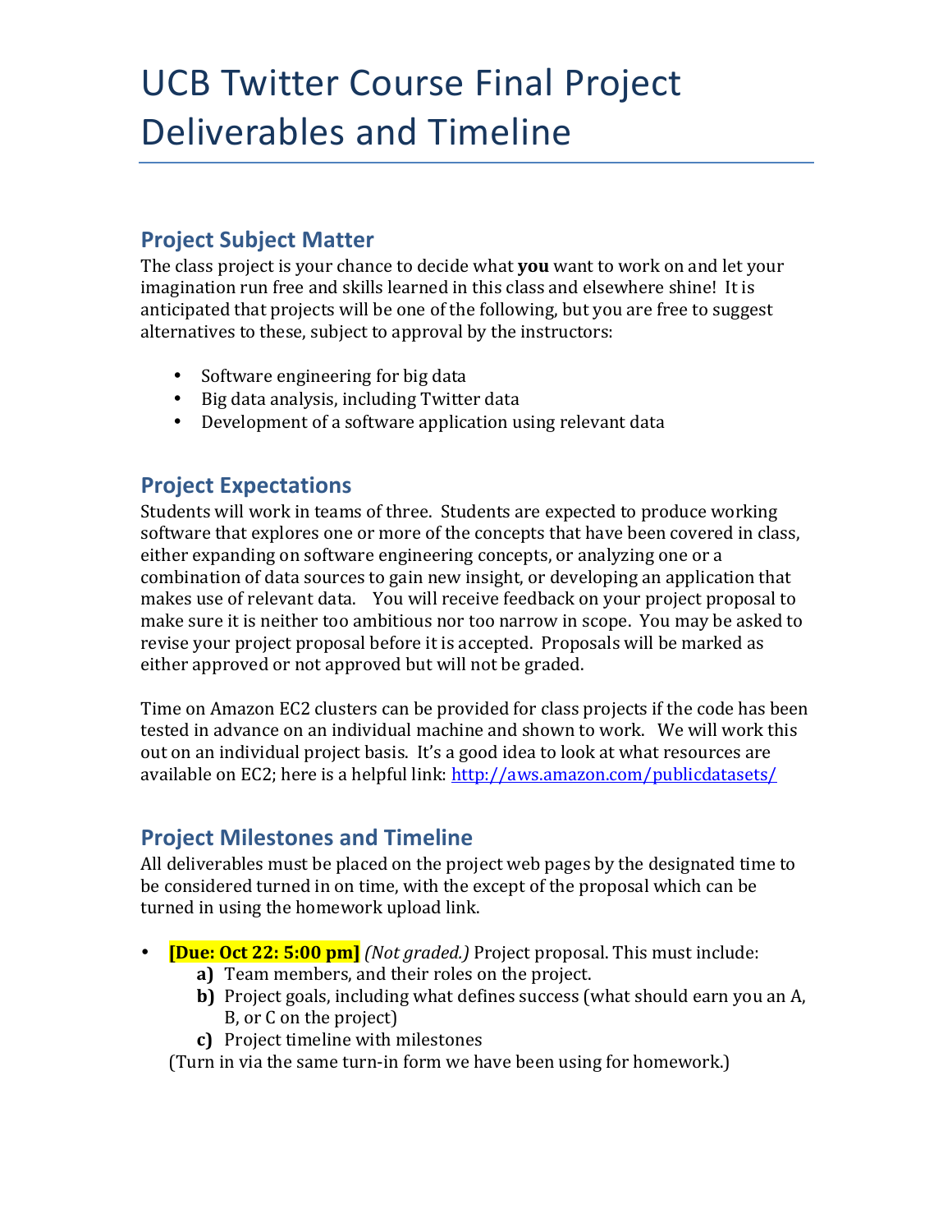# UCB Twitter Course Final Project Deliverables and Timeline

## Project Subject Matter

The class project is your chance to decide what **you** want to work on and let your imagination run free and skills learned in this class and elsewhere shine! It is anticipated that projects will be one of the following, but you are free to suggest alternatives to these, subject to approval by the instructors:

- Software engineering for big data
- Big data analysis, including Twitter data
- Development of a software application using relevant data

## Project Expectations

Students will work in teams of three. Students are expected to produce working software that explores one or more of the concepts that have been covered in class, either expanding on software engineering concepts, or analyzing one or a combination of data sources to gain new insight, or developing an application that makes use of relevant data. You will receive feedback on your project proposal to make sure it is neither too ambitious nor too narrow in scope. You may be asked to revise your project proposal before it is accepted. Proposals will be marked as either approved or not approved but will not be graded.

Time on Amazon EC2 clusters can be provided for class projects if the code has been tested in advance on an individual machine and shown to work. We will work this out on an individual project basis. It's a good idea to look at what resources are available on EC2; here is a helpful link: [http://aws.amazon.com/publicdatasets/](http://aws.amazon.com/publicdatasets/)

## Project Milestones and Timeline

All deliverables must be placed on the project web pages by the designated time to be considered turned in on time, with the except of the proposal which can be turned in using the homework upload link.

- **[Due: Oct 22: 5:00 pm]** *(Not graded.)* Project proposal. This must include:
    - **a)** Team members, and their roles on the project.
    - **b)** Project goals, including what defines success (what should earn you an A, B, or C on the project)
    - **c)** Project timeline with milestones

  (Turn in via the same turn-in form we have been using for homework.)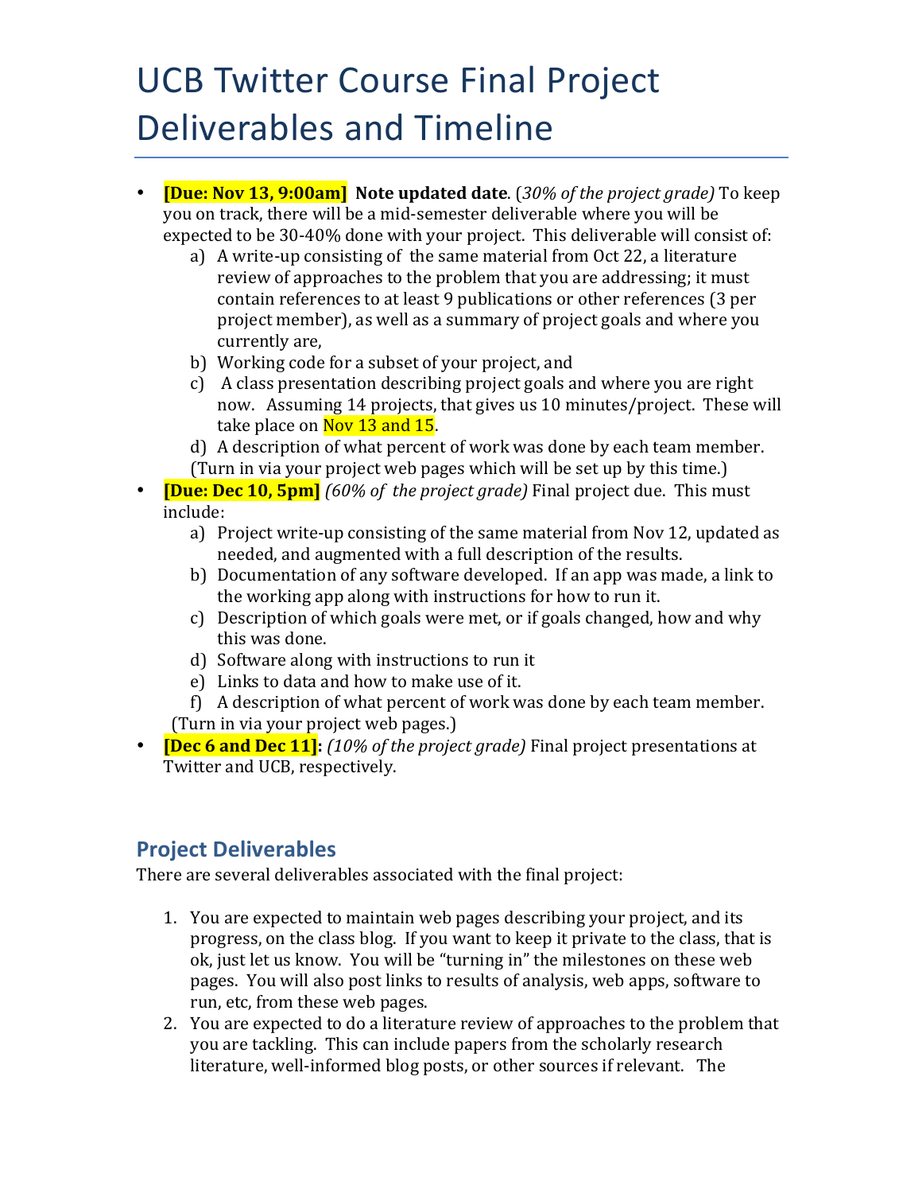# UCB Twitter Course Final Project Deliverables and Timeline

- **[Due: Nov 13, 9:00am] Note updated date**. (*30% of the project grade)* To keep you on track, there will be a mid-semester deliverable where you will be expected to be 30-40% done with your project. This deliverable will consist of:
    a) A write-up consisting of the same material from Oct 22, a literature review of approaches to the problem that you are addressing; it must contain references to at least 9 publications or other references (3 per project member), as well as a summary of project goals and where you currently are,
    b) Working code for a subset of your project, and
    c) A class presentation describing project goals and where you are right now. Assuming 14 projects, that gives us 10 minutes/project. These will take place on Nov 13 and 15.
    d) A description of what work was done by each team member.

  (Turn in via your project web pages which will be set up by this time.)
- **[Due: Dec 10, 5pm]** *(60% of the project grade)* Final project due. This must include:
    a) Project write-up consisting of the same material from Nov 12, updated as needed, and augmented with a full description of the results.
    b) Documentation of any software developed. If an app was made, a link to the working app along with instructions for how to run it.
    c) Description of which goals were met, or if goals changed, how and why this was done.
    d) Software along with instructions to run it
    e) Links to data and how to make use of it.
    f) A description of what percent of work was done by each team member.

  (Turn in via your project web pages.)
- **[Dec 6 and Dec 11]:** *(10% of the project grade)* Final project presentations at Twitter and UCB, respectively.

## Project Deliverables

There are several deliverables associated with the final project:

1. You are expected to maintain web pages describing your project, and its progress, on the class blog. If you want to keep it private to the class, that is ok, just let us know. You will be "turning in" the milestones on these web pages. You will also post links to results of analysis, web apps, software to run, etc, from these web pages.
2. You are expected to do a literature review of approaches to the problem that you are tackling. This can include papers from the scholarly research literature, well-informed blog posts, or other sources if relevant. The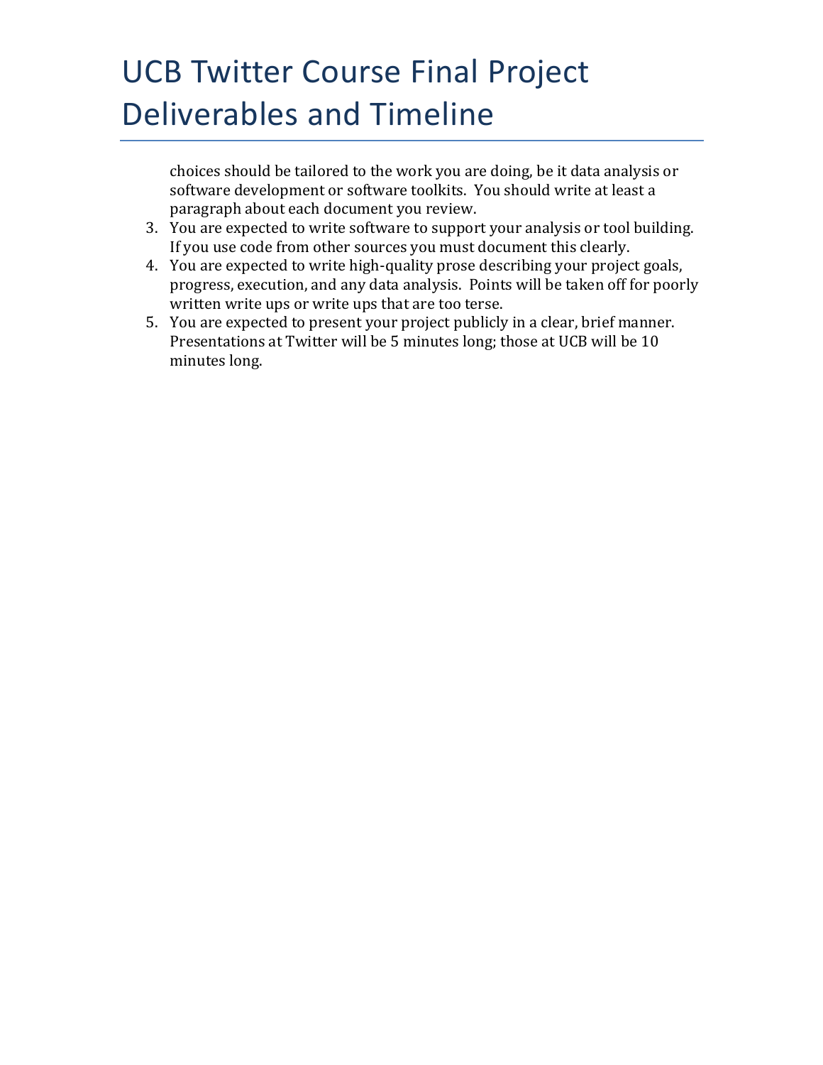choices should be tailored to the work you are doing, be it data analysis or software development or software toolkits. You should write at least a paragraph about each document you review.

3. You are expected to write software to support your analysis or tool building. If you use code from other sources you must document this clearly.
4. You are expected to write high-quality prose describing your project goals, progress, execution, and any data analysis. Points will be taken off for poorly written write ups or write ups that are too terse.
5. You are expected to present your project publicly in a clear, brief manner. Presentations at Twitter will be 5 minutes long; those at UCB will be 10 minutes long.